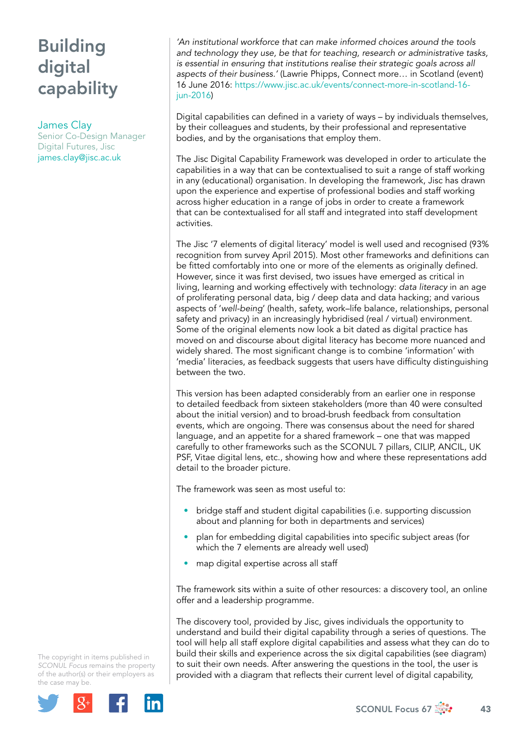# Building digital capability

James Clay
Senior Co-Design Manager
Digital Futures, Jisc
james.clay@jisc.ac.uk

*'An institutional workforce that can make informed choices around the tools and technology they use, be that for teaching, research or administrative tasks, is essential in ensuring that institutions realise their strategic goals across all aspects of their business.'* (Lawrie Phipps, Connect more… in Scotland (event) 16 June 2016: https://www.jisc.ac.uk/events/connect-more-in-scotland-16-jun-2016)

Digital capabilities can defined in a variety of ways – by individuals themselves, by their colleagues and students, by their professional and representative bodies, and by the organisations that employ them.

The Jisc Digital Capability Framework was developed in order to articulate the capabilities in a way that can be contextualised to suit a range of staff working in any (educational) organisation. In developing the framework, Jisc has drawn upon the experience and expertise of professional bodies and staff working across higher education in a range of jobs in order to create a framework that can be contextualised for all staff and integrated into staff development activities.

The Jisc '7 elements of digital literacy' model is well used and recognised (93% recognition from survey April 2015). Most other frameworks and definitions can be fitted comfortably into one or more of the elements as originally defined. However, since it was first devised, two issues have emerged as critical in living, learning and working effectively with technology: *data literacy* in an age of proliferating personal data, big / deep data and data hacking; and various aspects of '*well-being*' (health, safety, work–life balance, relationships, personal safety and privacy) in an increasingly hybridised (real / virtual) environment. Some of the original elements now look a bit dated as digital practice has moved on and discourse about digital literacy has become more nuanced and widely shared. The most significant change is to combine 'information' with 'media' literacies, as feedback suggests that users have difficulty distinguishing between the two.

This version has been adapted considerably from an earlier one in response to detailed feedback from sixteen stakeholders (more than 40 were consulted about the initial version) and to broad-brush feedback from consultation events, which are ongoing. There was consensus about the need for shared language, and an appetite for a shared framework – one that was mapped carefully to other frameworks such as the SCONUL 7 pillars, CILIP, ANCIL, UK PSF, Vitae digital lens, etc., showing how and where these representations add detail to the broader picture.

The framework was seen as most useful to:

- bridge staff and student digital capabilities (i.e. supporting discussion about and planning for both in departments and services)
- plan for embedding digital capabilities into specific subject areas (for which the 7 elements are already well used)
- map digital expertise across all staff

The framework sits within a suite of other resources: a discovery tool, an online offer and a leadership programme.

The discovery tool, provided by Jisc, gives individuals the opportunity to understand and build their digital capability through a series of questions. The tool will help all staff explore digital capabilities and assess what they can do to build their skills and experience across the six digital capabilities (see diagram) to suit their own needs. After answering the questions in the tool, the user is provided with a diagram that reflects their current level of digital capability,

The copyright in items published in *SCONUL Focus* remains the property of the author(s) or their employers as the case may be.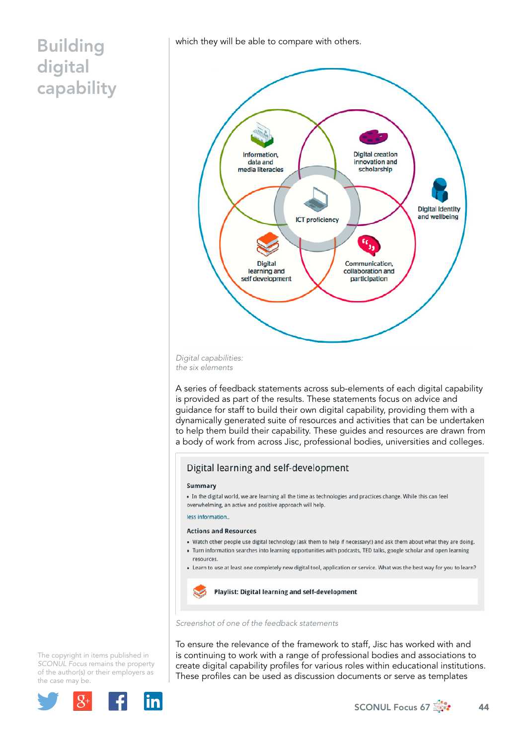which they will be able to compare with others.

Digital capabilities: the six elements

A series of feedback statements across sub-elements of each digital capability is provided as part of the results. These statements focus on advice and guidance for staff to build their own digital capability, providing them with a dynamically generated suite of resources and activities that can be undertaken to help them build their capability. These guides and resources are drawn from a body of work from across Jisc, professional bodies, universities and colleges.

Screenshot of one of the feedback statements

To ensure the relevance of the framework to staff, Jisc has worked with and is continuing to work with a range of professional bodies and associations to create digital capability profiles for various roles within educational institutions. These profiles can be used as discussion documents or serve as templates

The copyright in items published in *SCONUL Focus* remains the property of the author(s) or their employers as the case may be.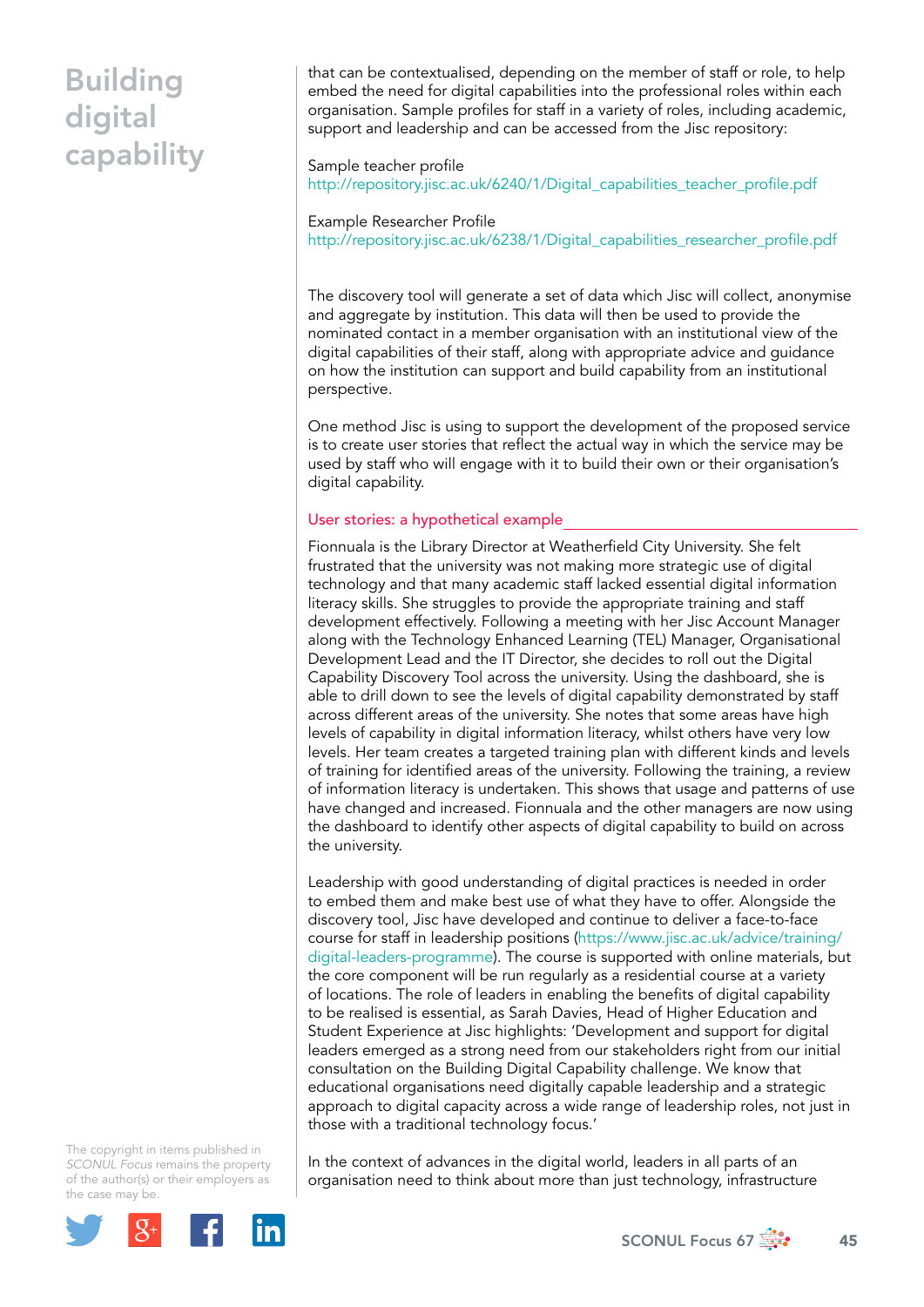that can be contextualised, depending on the member of staff or role, to help embed the need for digital capabilities into the professional roles within each organisation. Sample profiles for staff in a variety of roles, including academic, support and leadership and can be accessed from the Jisc repository:

Sample teacher profile
http://repository.jisc.ac.uk/6240/1/Digital_capabilities_teacher_profile.pdf

Example Researcher Profile
http://repository.jisc.ac.uk/6238/1/Digital_capabilities_researcher_profile.pdf

The discovery tool will generate a set of data which Jisc will collect, anonymise and aggregate by institution. This data will then be used to provide the nominated contact in a member organisation with an institutional view of the digital capabilities of their staff, along with appropriate advice and guidance on how the institution can support and build capability from an institutional perspective.

One method Jisc is using to support the development of the proposed service is to create user stories that reflect the actual way in which the service may be used by staff who will engage with it to build their own or their organisation's digital capability.

## User stories: a hypothetical example

Fionnuala is the Library Director at Weatherfield City University. She felt frustrated that the university was not making more strategic use of digital technology and that many academic staff lacked essential digital information literacy skills. She struggles to provide the appropriate training and staff development effectively. Following a meeting with her Jisc Account Manager along with the Technology Enhanced Learning (TEL) Manager, Organisational Development Lead and the IT Director, she decides to roll out the Digital Capability Discovery Tool across the university. Using the dashboard, she is able to drill down to see the levels of digital capability demonstrated by staff across different areas of the university. She notes that some areas have high levels of capability in digital information literacy, whilst others have very low levels. Her team creates a targeted training plan with different kinds and levels of training for identified areas of the university. Following the training, a review of information literacy is undertaken. This shows that usage and patterns of use have changed and increased. Fionnuala and the other managers are now using the dashboard to identify other aspects of digital capability to build on across the university.

Leadership with good understanding of digital practices is needed in order to embed them and make best use of what they have to offer. Alongside the discovery tool, Jisc have developed and continue to deliver a face-to-face course for staff in leadership positions (https://www.jisc.ac.uk/advice/training/digital-leaders-programme). The course is supported with online materials, but the core component will be run regularly as a residential course at a variety of locations. The role of leaders in enabling the benefits of digital capability to be realised is essential, as Sarah Davies, Head of Higher Education and Student Experience at Jisc highlights: 'Development and support for digital leaders emerged as a strong need from our stakeholders right from our initial consultation on the Building Digital Capability challenge. We know that educational organisations need digitally capable leadership and a strategic approach to digital capacity across a wide range of leadership roles, not just in those with a traditional technology focus.'

In the context of advances in the digital world, leaders in all parts of an organisation need to think about more than just technology, infrastructure

The copyright in items published in *SCONUL Focus* remains the property of the author(s) or their employers as the case may be.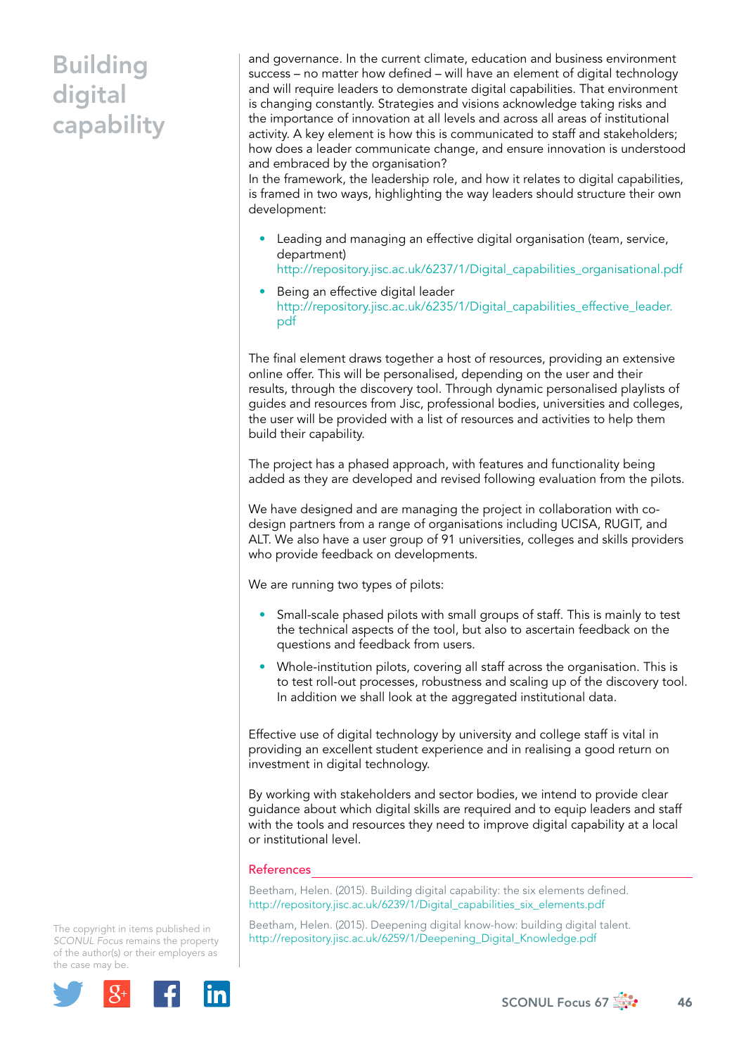and governance. In the current climate, education and business environment success – no matter how defined – will have an element of digital technology and will require leaders to demonstrate digital capabilities. That environment is changing constantly. Strategies and visions acknowledge taking risks and the importance of innovation at all levels and across all areas of institutional activity. A key element is how this is communicated to staff and stakeholders; how does a leader communicate change, and ensure innovation is understood and embraced by the organisation?

In the framework, the leadership role, and how it relates to digital capabilities, is framed in two ways, highlighting the way leaders should structure their own development:

- Leading and managing an effective digital organisation (team, service, department) http://repository.jisc.ac.uk/6237/1/Digital_capabilities_organisational.pdf
- Being an effective digital leader http://repository.jisc.ac.uk/6235/1/Digital_capabilities_effective_leader.pdf

The final element draws together a host of resources, providing an extensive online offer. This will be personalised, depending on the user and their results, through the discovery tool. Through dynamic personalised playlists of guides and resources from Jisc, professional bodies, universities and colleges, the user will be provided with a list of resources and activities to help them build their capability.

The project has a phased approach, with features and functionality being added as they are developed and revised following evaluation from the pilots.

We have designed and are managing the project in collaboration with co-design partners from a range of organisations including UCISA, RUGIT, and ALT. We also have a user group of 91 universities, colleges and skills providers who provide feedback on developments.

We are running two types of pilots:

- Small-scale phased pilots with small groups of staff. This is mainly to test the technical aspects of the tool, but also to ascertain feedback on the questions and feedback from users.
- Whole-institution pilots, covering all staff across the organisation. This is to test roll-out processes, robustness and scaling up of the discovery tool. In addition we shall look at the aggregated institutional data.

Effective use of digital technology by university and college staff is vital in providing an excellent student experience and in realising a good return on investment in digital technology.

By working with stakeholders and sector bodies, we intend to provide clear guidance about which digital skills are required and to equip leaders and staff with the tools and resources they need to improve digital capability at a local or institutional level.

## References

Beetham, Helen. (2015). Building digital capability: the six elements defined. http://repository.jisc.ac.uk/6239/1/Digital_capabilities_six_elements.pdf

Beetham, Helen. (2015). Deepening digital know-how: building digital talent. http://repository.jisc.ac.uk/6259/1/Deepening_Digital_Knowledge.pdf

The copyright in items published in *SCONUL Focus* remains the property of the author(s) or their employers as the case may be.